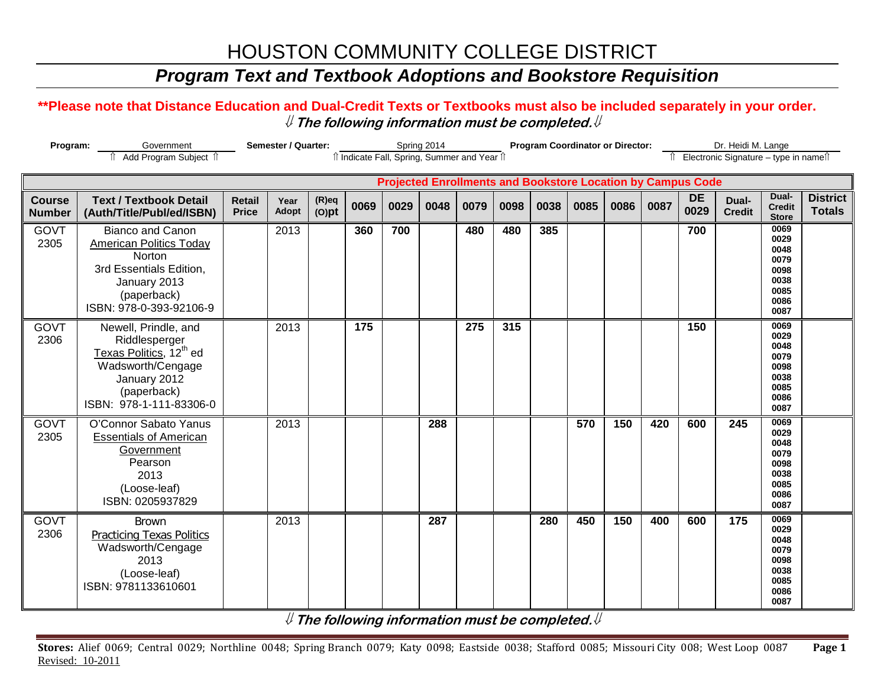# HOUSTON COMMUNITY COLLEGE DISTRICT

## *Program Text and Textbook Adoptions and Bookstore Requisition*

**\*\*Please note that Distance Education and Dual-Credit Texts or Textbooks must also be included separately in your order.**

⇓ ***The following information must be completed.*** ⇓

**Program:** Government
⇑ Add Program Subject ⇑

**Semester / Quarter:** Spring 2014
⇑ Indicate Fall, Spring, Summer and Year ⇑

**Program Coordinator or Director:** Dr. Heidi M. Lange
⇑ Electronic Signature – type in name⇑

| | | | | | Projected Enrollments and Bookstore Location by Campus Code | | | | | | | | | | | | |
|---|---|---|---|---|---|---|---|---|---|---|---|---|---|---|---|---|---|
| **Course Number** | **Text / Textbook Detail (Auth/Title/Publ/ed/ISBN)** | **Retail Price** | **Year Adopt** | **(R)eq (O)pt** | **0069** | **0029** | **0048** | **0079** | **0098** | **0038** | **0085** | **0086** | **0087** | **DE 0029** | **Dual-Credit** | **Dual-Credit Store** | **District Totals** |
| GOVT 2305 | Bianco and Canon<br>American Politics Today<br>Norton<br>3rd Essentials Edition, January 2013<br>(paperback)<br>ISBN: 978-0-393-92106-9 | | 2013 | | **360** | **700** | | **480** | **480** | **385** | | | | **700** | | 0069<br>0029<br>0048<br>0079<br>0098<br>0038<br>0085<br>0086<br>0087 | |
| GOVT 2306 | Newell, Prindle, and Riddlesperger<br>Texas Politics, 12th ed<br>Wadsworth/Cengage<br>January 2012<br>(paperback)<br>ISBN: 978-1-111-83306-0 | | 2013 | | **175** | | | **275** | **315** | | | | | **150** | | 0069<br>0029<br>0048<br>0079<br>0098<br>0038<br>0085<br>0086<br>0087 | |
| GOVT 2305 | O'Connor Sabato Yanus<br>Essentials of American Government<br>Pearson<br>2013<br>(Loose-leaf)<br>ISBN: 0205937829 | | 2013 | | | | **288** | | | | **570** | **150** | **420** | **600** | **245** | 0069<br>0029<br>0048<br>0079<br>0098<br>0038<br>0085<br>0086<br>0087 | |
| GOVT 2306 | Brown<br>Practicing Texas Politics<br>Wadsworth/Cengage<br>2013<br>(Loose-leaf)<br>ISBN: 9781133610601 | | 2013 | | | | **287** | | | **280** | **450** | **150** | **400** | **600** | **175** | 0069<br>0029<br>0048<br>0079<br>0098<br>0038<br>0085<br>0086<br>0087 | |

⇓ ***The following information must be completed.*** ⇓

**Stores:** Alief 0069; Central 0029; Northline 0048; Spring Branch 0079; Katy 0098; Eastside 0038; Stafford 0085; Missouri City 008; West Loop 0087

Revised: 10-2011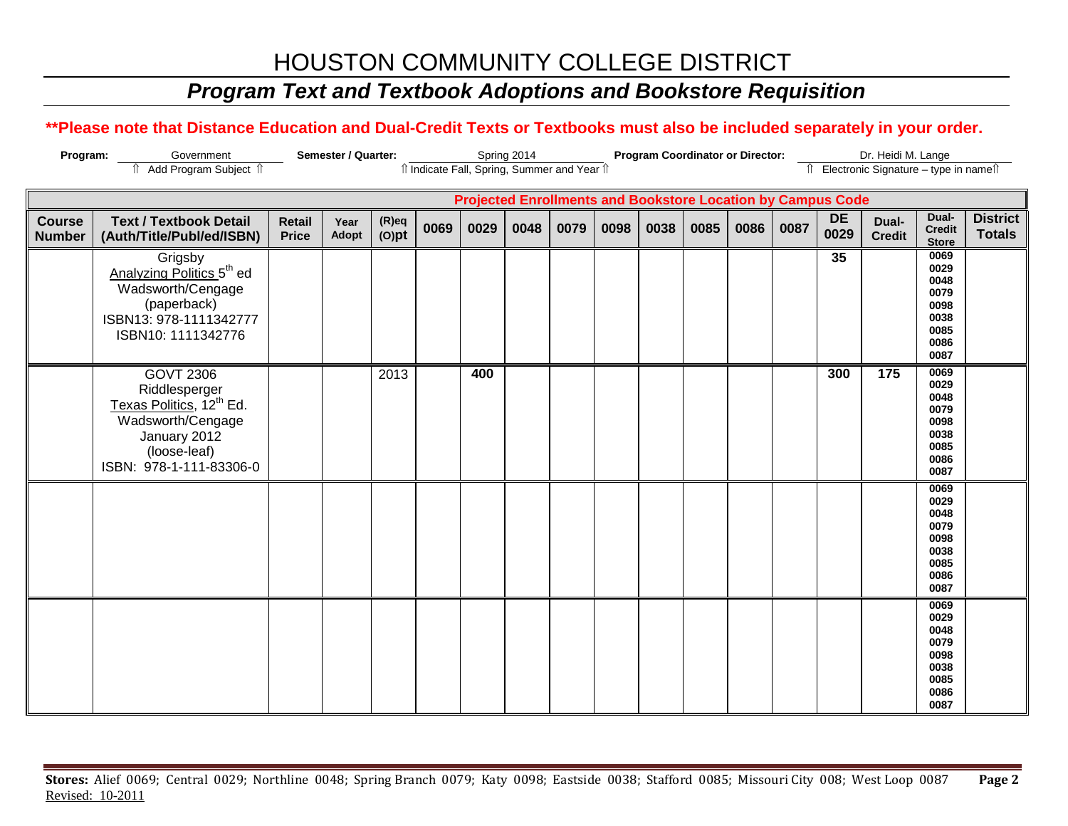# HOUSTON COMMUNITY COLLEGE DISTRICT

## *Program Text and Textbook Adoptions and Bookstore Requisition*

**\*\*Please note that Distance Education and Dual-Credit Texts or Textbooks must also be included separately in your order.**

**Program:** Government (⇑ Add Program Subject ⇑) **Semester / Quarter:** Spring 2014 (⇑ Indicate Fall, Spring, Summer and Year ⇑) **Program Coordinator or Director:** Dr. Heidi M. Lange (⇑ Electronic Signature – type in name ⇑)

| | | | | | Projected Enrollments and Bookstore Location by Campus Code | | | | | | | | | | | | |
|---|---|---|---|---|---|---|---|---|---|---|---|---|---|---|---|---|---|
| **Course Number** | **Text / Textbook Detail (Auth/Title/Publ/ed/ISBN)** | **Retail Price** | **Year Adopt** | **(R)eq (O)pt** | **0069** | **0029** | **0048** | **0079** | **0098** | **0038** | **0085** | **0086** | **0087** | **DE 0029** | **Dual-Credit** | **Dual-Credit Store** | **District Totals** |
| | Grigsby Analyzing Politics 5th ed Wadsworth/Cengage (paperback) ISBN13: 978-1111342777 ISBN10: 1111342776 | | | | | | | | | | | | | **35** | | 0069 0029 0048 0079 0098 0038 0085 0086 0087 | |
| | GOVT 2306 Riddlesperger Texas Politics, 12th Ed. Wadsworth/Cengage January 2012 (loose-leaf) ISBN: 978-1-111-83306-0 | | | 2013 | | **400** | | | | | | | | **300** | **175** | 0069 0029 0048 0079 0098 0038 0085 0086 0087 | |
| | | | | | | | | | | | | | | | | 0069 0029 0048 0079 0098 0038 0085 0086 0087 | |
| | | | | | | | | | | | | | | | | 0069 0029 0048 0079 0098 0038 0085 0086 0087 | |

**Stores:** Alief 0069; Central 0029; Northline 0048; Spring Branch 0079; Katy 0098; Eastside 0038; Stafford 0085; Missouri City 008; West Loop 0087

Revised: 10-2011